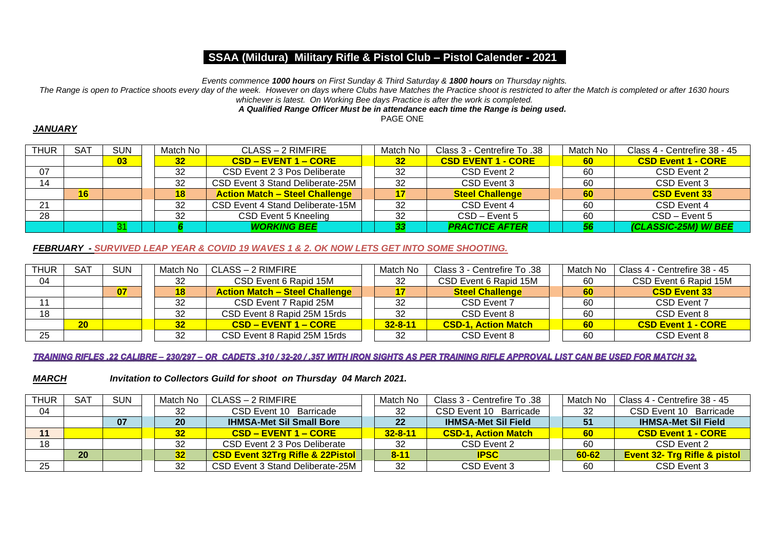# SSAA (Mildura) Military Rifle & Pistol Club – Pistol Calender - 2021

*Events commence **1000 hours** on First Sunday & Third Saturday & **1800 hours** on Thursday nights.*
*The Range is open to Practice shoots every day of the week. However on days where Clubs have Matches the Practice shoot is restricted to after the Match is completed or after 1630 hours whichever is latest. On Working Bee days Practice is after the work is completed.*
***A Qualified Range Officer Must be in attendance each time the Range is being used.***
PAGE ONE

## *JANUARY*

| THUR | SAT | SUN | Match No | CLASS – 2 RIMFIRE | Match No | Class 3 - Centrefire To .38 | Match No | Class 4 - Centrefire 38 - 45 |
|---|---|---|---|---|---|---|---|---|
| | | **03** | **32** | **CSD – EVENT 1 – CORE** | **32** | **CSD EVENT 1 - CORE** | **60** | **CSD Event 1 - CORE** |
| 07 | | | 32 | CSD Event 2 3 Pos Deliberate | 32 | CSD Event 2 | 60 | CSD Event 2 |
| 14 | | | 32 | CSD Event 3 Stand Deliberate-25M | 32 | CSD Event 3 | 60 | CSD Event 3 |
| | **16** | | **18** | **Action Match – Steel Challenge** | **17** | **Steel Challenge** | **60** | **CSD Event 33** |
| 21 | | | 32 | CSD Event 4 Stand Deliberate-15M | 32 | CSD Event 4 | 60 | CSD Event 4 |
| 28 | | | 32 | CSD Event 5 Kneeling | 32 | CSD – Event 5 | 60 | CSD – Event 5 |
| | | 31 | ***6*** | ***WORKING BEE*** | ***33*** | ***PRACTICE AFTER*** | ***56*** | ***(CLASSIC-25M) W/ BEE*** |

## *FEBRUARY - SURVIVED LEAP YEAR & COVID 19 WAVES 1 & 2. OK NOW LETS GET INTO SOME SHOOTING.*

| THUR | SAT | SUN | Match No | CLASS – 2 RIMFIRE | Match No | Class 3 - Centrefire To .38 | Match No | Class 4 - Centrefire 38 - 45 |
|---|---|---|---|---|---|---|---|---|
| 04 | | | 32 | CSD Event 6 Rapid 15M | 32 | CSD Event 6 Rapid 15M | 60 | CSD Event 6 Rapid 15M |
| | | **07** | **18** | **Action Match – Steel Challenge** | **17** | **Steel Challenge** | **60** | **CSD Event 33** |
| 11 | | | 32 | CSD Event 7 Rapid 25M | 32 | CSD Event 7 | 60 | CSD Event 7 |
| 18 | | | 32 | CSD Event 8 Rapid 25M 15rds | 32 | CSD Event 8 | 60 | CSD Event 8 |
| | **20** | | **32** | **CSD – EVENT 1 – CORE** | **32-8-11** | **CSD-1, Action Match** | **60** | **CSD Event 1 - CORE** |
| 25 | | | 32 | CSD Event 8 Rapid 25M 15rds | 32 | CSD Event 8 | 60 | CSD Event 8 |

***TRAINING RIFLES .22 CALIBRE – 230/297 – OR CADETS .310 / 32-20 / .357 WITH IRON SIGHTS AS PER TRAINING RIFLE APPROVAL LIST CAN BE USED FOR MATCH 32.***

## *MARCH* *Invitation to Collectors Guild for shoot on Thursday 04 March 2021.*

| THUR | SAT | SUN | Match No | CLASS – 2 RIMFIRE | Match No | Class 3 - Centrefire To .38 | Match No | Class 4 - Centrefire 38 - 45 |
|---|---|---|---|---|---|---|---|---|
| 04 | | | 32 | CSD Event 10 Barricade | 32 | CSD Event 10 Barricade | 32 | CSD Event 10 Barricade |
| | | **07** | **20** | **IHMSA-Met Sil Small Bore** | **22** | **IHMSA-Met Sil Field** | **51** | **IHMSA-Met Sil Field** |
| **11** | | | **32** | **CSD – EVENT 1 – CORE** | **32-8-11** | **CSD-1, Action Match** | **60** | **CSD Event 1 - CORE** |
| 18 | | | 32 | CSD Event 2 3 Pos Deliberate | 32 | CSD Event 2 | 60 | CSD Event 2 |
| | **20** | | **32** | **CSD Event 32Trg Rifle & 22Pistol** | **8-11** | **IPSC** | **60-62** | **Event 32- Trg Rifle & pistol** |
| 25 | | | 32 | CSD Event 3 Stand Deliberate-25M | 32 | CSD Event 3 | 60 | CSD Event 3 |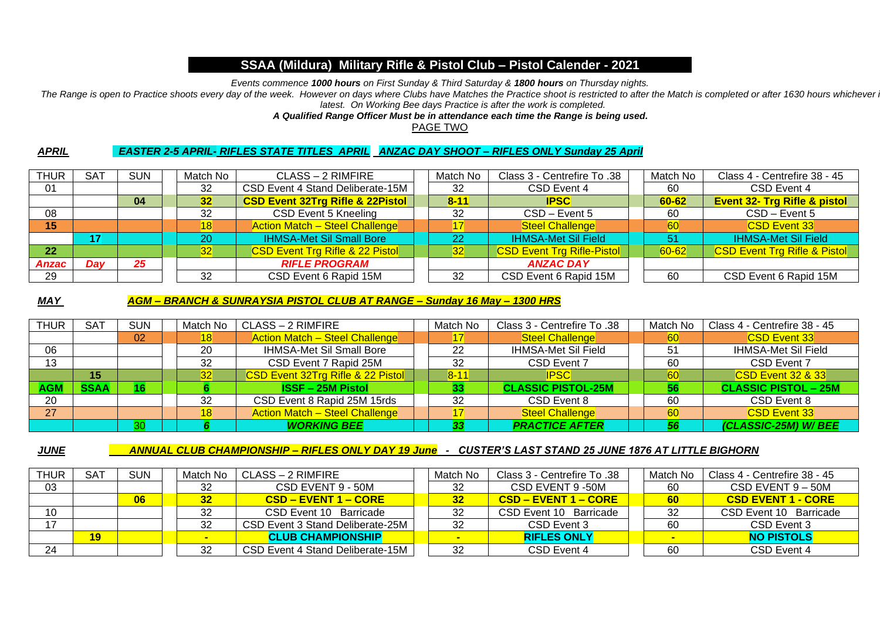# SSAA (Mildura) Military Rifle & Pistol Club – Pistol Calender - 2021

*Events commence **1000 hours** on First Sunday & Third Saturday & **1800 hours** on Thursday nights.*

*The Range is open to Practice shoots every day of the week. However on days where Clubs have Matches the Practice shoot is restricted to after the Match is completed or after 1630 hours whichever i latest. On Working Bee days Practice is after the work is completed.*

***A Qualified Range Officer Must be in attendance each time the Range is being used.***

PAGE TWO

***APRIL*** ***EASTER 2-5 APRIL- RIFLES STATE TITLES APRIL ANZAC DAY SHOOT – RIFLES ONLY Sunday 25 April***

| THUR | SAT | SUN | Match No | CLASS – 2 RIMFIRE | Match No | Class 3 - Centrefire To .38 | Match No | Class 4 - Centrefire 38 - 45 |
|---|---|---|---|---|---|---|---|---|
| 01 | | | 32 | CSD Event 4 Stand Deliberate-15M | 32 | CSD Event 4 | 60 | CSD Event 4 |
| | | **04** | **32** | **CSD Event 32Trg Rifle & 22Pistol** | **8-11** | **IPSC** | **60-62** | **Event 32- Trg Rifle & pistol** |
| 08 | | | 32 | CSD Event 5 Kneeling | 32 | CSD – Event 5 | 60 | CSD – Event 5 |
| **15** | | | 18 | Action Match – Steel Challenge | 17 | Steel Challenge | 60 | CSD Event 33 |
| | **17** | | 20 | IHMSA-Met Sil Small Bore | 22 | IHMSA-Met Sil Field | 51 | IHMSA-Met Sil Field |
| **22** | | | 32 | CSD Event Trg Rifle & 22 Pistol | 32 | CSD Event Trg Rifle-Pistol | 60-62 | CSD Event Trg Rifle & Pistol |
| ***Anzac*** | ***Day*** | ***25*** | | ***RIFLE PROGRAM*** | | ***ANZAC DAY*** | | |
| 29 | | | 32 | CSD Event 6 Rapid 15M | 32 | CSD Event 6 Rapid 15M | 60 | CSD Event 6 Rapid 15M |

***MAY*** ***AGM – BRANCH & SUNRAYSIA PISTOL CLUB AT RANGE – Sunday 16 May – 1300 HRS***

| THUR | SAT | SUN | Match No | CLASS – 2 RIMFIRE | Match No | Class 3 - Centrefire To .38 | Match No | Class 4 - Centrefire 38 - 45 |
|---|---|---|---|---|---|---|---|---|
| | | 02 | 18 | Action Match – Steel Challenge | 17 | Steel Challenge | 60 | CSD Event 33 |
| 06 | | | 20 | IHMSA-Met Sil Small Bore | 22 | IHMSA-Met Sil Field | 51 | IHMSA-Met Sil Field |
| 13 | | | 32 | CSD Event 7 Rapid 25M | 32 | CSD Event 7 | 60 | CSD Event 7 |
| | **15** | | 32 | CSD Event 32Trg Rifle & 22 Pistol | 8-11 | IPSC | 60 | CSD Event 32 & 33 |
| **AGM** | **SSAA** | **16** | **6** | **ISSF – 25M Pistol** | **33** | **CLASSIC PISTOL-25M** | **56** | **CLASSIC PISTOL – 25M** |
| 20 | | | 32 | CSD Event 8 Rapid 25M 15rds | 32 | CSD Event 8 | 60 | CSD Event 8 |
| 27 | | | 18 | Action Match – Steel Challenge | 17 | Steel Challenge | 60 | CSD Event 33 |
| | | 30 | ***6*** | ***WORKING BEE*** | ***33*** | ***PRACTICE AFTER*** | ***56*** | ***(CLASSIC-25M) W/ BEE*** |

***JUNE*** ***ANNUAL CLUB CHAMPIONSHIP – RIFLES ONLY DAY 19 June - CUSTER'S LAST STAND 25 JUNE 1876 AT LITTLE BIGHORN***

| THUR | SAT | SUN | Match No | CLASS – 2 RIMFIRE | Match No | Class 3 - Centrefire To .38 | Match No | Class 4 - Centrefire 38 - 45 |
|---|---|---|---|---|---|---|---|---|
| 03 | | | 32 | CSD EVENT 9 - 50M | 32 | CSD EVENT 9 -50M | 60 | CSD EVENT 9 – 50M |
| | | **06** | **32** | **CSD – EVENT 1 – CORE** | **32** | **CSD – EVENT 1 – CORE** | **60** | **CSD EVENT 1 - CORE** |
| 10 | | | 32 | CSD Event 10 Barricade | 32 | CSD Event 10 Barricade | 32 | CSD Event 10 Barricade |
| 17 | | | 32 | CSD Event 3 Stand Deliberate-25M | 32 | CSD Event 3 | 60 | CSD Event 3 |
| | **19** | | **-** | **CLUB CHAMPIONSHIP** | **-** | **RIFLES ONLY** | **-** | **NO PISTOLS** |
| 24 | | | 32 | CSD Event 4 Stand Deliberate-15M | 32 | CSD Event 4 | 60 | CSD Event 4 |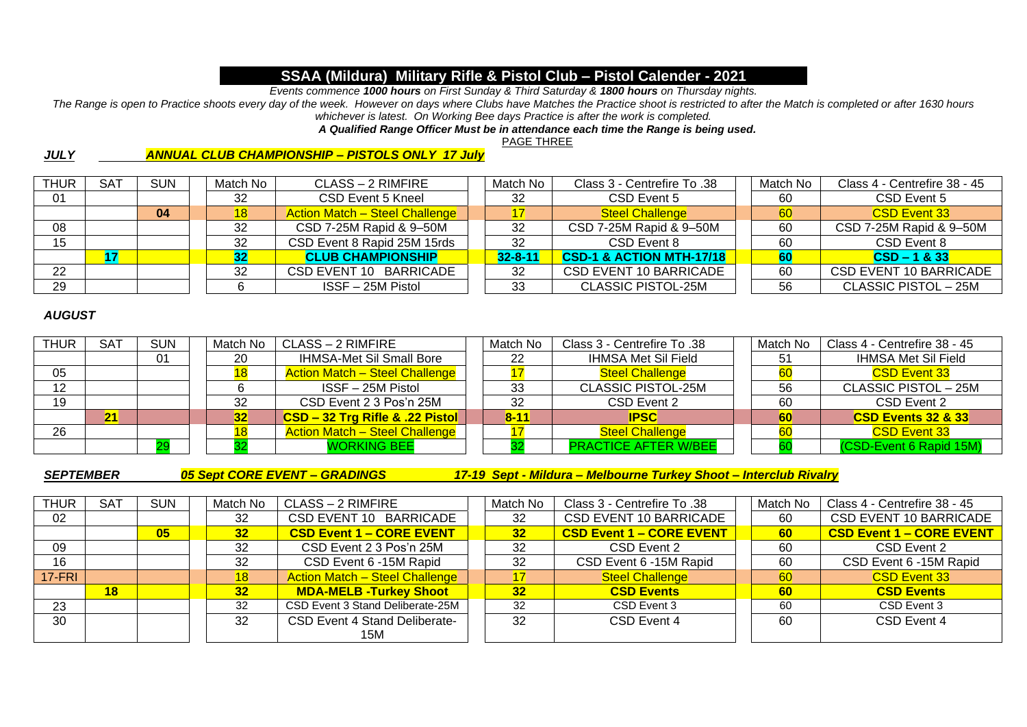# SSAA (Mildura) Military Rifle & Pistol Club – Pistol Calender - 2021

*Events commence **1000 hours** on First Sunday & Third Saturday & **1800 hours** on Thursday nights.*

*The Range is open to Practice shoots every day of the week. However on days where Clubs have Matches the Practice shoot is restricted to after the Match is completed or after 1630 hours whichever is latest. On Working Bee days Practice is after the work is completed.*

***A Qualified Range Officer Must be in attendance each time the Range is being used.***

PAGE THREE

***JULY*** ***ANNUAL CLUB CHAMPIONSHIP – PISTOLS ONLY 17 July***

| THUR | SAT | SUN | Match No | CLASS – 2 RIMFIRE | Match No | Class 3 - Centrefire To .38 | Match No | Class 4 - Centrefire 38 - 45 |
|---|---|---|---|---|---|---|---|---|
| 01 | | | 32 | CSD Event 5 Kneel | 32 | CSD Event 5 | 60 | CSD Event 5 |
| | | **04** | 18 | Action Match – Steel Challenge | 17 | Steel Challenge | 60 | CSD Event 33 |
| 08 | | | 32 | CSD 7-25M Rapid & 9–50M | 32 | CSD 7-25M Rapid & 9–50M | 60 | CSD 7-25M Rapid & 9–50M |
| 15 | | | 32 | CSD Event 8 Rapid 25M 15rds | 32 | CSD Event 8 | 60 | CSD Event 8 |
| | **17** | | **32** | **CLUB CHAMPIONSHIP** | **32-8-11** | **CSD-1 & ACTION MTH-17/18** | **60** | **CSD – 1 & 33** |
| 22 | | | 32 | CSD EVENT 10 BARRICADE | 32 | CSD EVENT 10 BARRICADE | 60 | CSD EVENT 10 BARRICADE |
| 29 | | | 6 | ISSF – 25M Pistol | 33 | CLASSIC PISTOL-25M | 56 | CLASSIC PISTOL – 25M |

***AUGUST***

| THUR | SAT | SUN | Match No | CLASS – 2 RIMFIRE | Match No | Class 3 - Centrefire To .38 | Match No | Class 4 - Centrefire 38 - 45 |
|---|---|---|---|---|---|---|---|---|
| | | 01 | 20 | IHMSA-Met Sil Small Bore | 22 | IHMSA Met Sil Field | 51 | IHMSA Met Sil Field |
| 05 | | | 18 | Action Match – Steel Challenge | 17 | Steel Challenge | 60 | CSD Event 33 |
| 12 | | | 6 | ISSF – 25M Pistol | 33 | CLASSIC PISTOL-25M | 56 | CLASSIC PISTOL – 25M |
| 19 | | | 32 | CSD Event 2 3 Pos'n 25M | 32 | CSD Event 2 | 60 | CSD Event 2 |
| | **21** | | **32** | **CSD – 32 Trg Rifle & .22 Pistol** | **8-11** | **IPSC** | **60** | **CSD Events 32 & 33** |
| 26 | | | 18 | Action Match – Steel Challenge | 17 | Steel Challenge | 60 | CSD Event 33 |
| | | 29 | 32 | WORKING BEE | 32 | PRACTICE AFTER W/BEE | 60 | (CSD-Event 6 Rapid 15M) |

***SEPTEMBER*** ***05 Sept CORE EVENT – GRADINGS*** ***17-19 Sept - Mildura – Melbourne Turkey Shoot – Interclub Rivalry***

| THUR | SAT | SUN | Match No | CLASS – 2 RIMFIRE | Match No | Class 3 - Centrefire To .38 | Match No | Class 4 - Centrefire 38 - 45 |
|---|---|---|---|---|---|---|---|---|
| 02 | | | 32 | CSD EVENT 10 BARRICADE | 32 | CSD EVENT 10 BARRICADE | 60 | CSD EVENT 10 BARRICADE |
| | | **05** | **32** | **CSD Event 1 – CORE EVENT** | **32** | **CSD Event 1 – CORE EVENT** | **60** | **CSD Event 1 – CORE EVENT** |
| 09 | | | 32 | CSD Event 2 3 Pos'n 25M | 32 | CSD Event 2 | 60 | CSD Event 2 |
| 16 | | | 32 | CSD Event 6 -15M Rapid | 32 | CSD Event 6 -15M Rapid | 60 | CSD Event 6 -15M Rapid |
| 17-FRI | | | 18 | Action Match – Steel Challenge | 17 | Steel Challenge | 60 | CSD Event 33 |
| | **18** | | **32** | **MDA-MELB -Turkey Shoot** | **32** | **CSD Events** | **60** | **CSD Events** |
| 23 | | | 32 | CSD Event 3 Stand Deliberate-25M | 32 | CSD Event 3 | 60 | CSD Event 3 |
| 30 | | | 32 | CSD Event 4 Stand Deliberate-15M | 32 | CSD Event 4 | 60 | CSD Event 4 |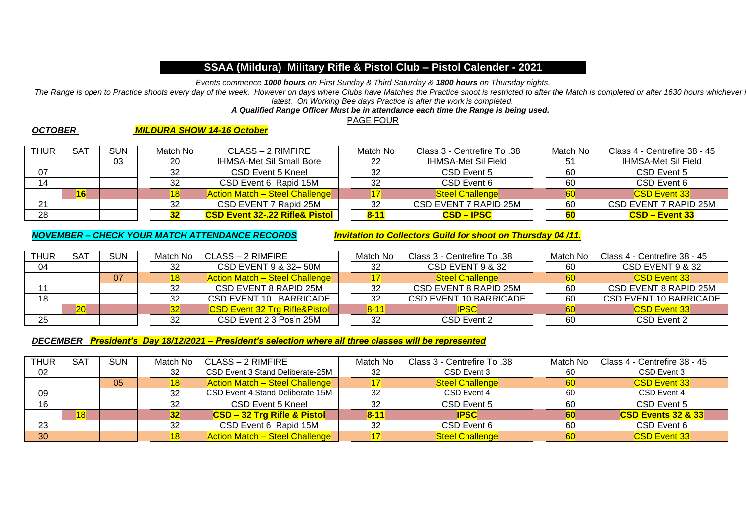# SSAA (Mildura) Military Rifle & Pistol Club – Pistol Calender - 2021

*Events commence **1000 hours** on First Sunday & Third Saturday & **1800 hours** on Thursday nights.*

*The Range is open to Practice shoots every day of the week. However on days where Clubs have Matches the Practice shoot is restricted to after the Match is completed or after 1630 hours whichever is latest. On Working Bee days Practice is after the work is completed.*

***A Qualified Range Officer Must be in attendance each time the Range is being used.***

PAGE FOUR

***OCTOBER*** ***MILDURA SHOW 14-16 October***

| THUR | SAT | SUN | Match No | CLASS – 2 RIMFIRE | Match No | Class 3 - Centrefire To .38 | Match No | Class 4 - Centrefire 38 - 45 |
|---|---|---|---|---|---|---|---|---|
| | | 03 | 20 | IHMSA-Met Sil Small Bore | 22 | IHMSA-Met Sil Field | 51 | IHMSA-Met Sil Field |
| 07 | | | 32 | CSD Event 5 Kneel | 32 | CSD Event 5 | 60 | CSD Event 5 |
| 14 | | | 32 | CSD Event 6 Rapid 15M | 32 | CSD Event 6 | 60 | CSD Event 6 |
| | **16** | | 18 | Action Match – Steel Challenge | 17 | Steel Challenge | 60 | CSD Event 33 |
| 21 | | | 32 | CSD EVENT 7 Rapid 25M | 32 | CSD EVENT 7 RAPID 25M | 60 | CSD EVENT 7 RAPID 25M |
| 28 | | | **32** | **CSD Event 32-.22 Rifle& Pistol** | **8-11** | **CSD – IPSC** | **60** | **CSD – Event 33** |

***NOVEMBER – CHECK YOUR MATCH ATTENDANCE RECORDS*** ***Invitation to Collectors Guild for shoot on Thursday 04 /11.***

| THUR | SAT | SUN | Match No | CLASS – 2 RIMFIRE | Match No | Class 3 - Centrefire To .38 | Match No | Class 4 - Centrefire 38 - 45 |
|---|---|---|---|---|---|---|---|---|
| 04 | | | 32 | CSD EVENT 9 & 32– 50M | 32 | CSD EVENT 9 & 32 | 60 | CSD EVENT 9 & 32 |
| | | 07 | 18 | Action Match – Steel Challenge | 17 | Steel Challenge | 60 | CSD Event 33 |
| 11 | | | 32 | CSD EVENT 8 RAPID 25M | 32 | CSD EVENT 8 RAPID 25M | 60 | CSD EVENT 8 RAPID 25M |
| 18 | | | 32 | CSD EVENT 10 BARRICADE | 32 | CSD EVENT 10 BARRICADE | 60 | CSD EVENT 10 BARRICADE |
| | 20 | | 32 | CSD Event 32 Trg Rifle&Pistol | 8-11 | IPSC | 60 | CSD Event 33 |
| 25 | | | 32 | CSD Event 2 3 Pos'n 25M | 32 | CSD Event 2 | 60 | CSD Event 2 |

***DECEMBER*** ***President's Day 18/12/2021 – President's selection where all three classes will be represented***

| THUR | SAT | SUN | Match No | CLASS – 2 RIMFIRE | Match No | Class 3 - Centrefire To .38 | Match No | Class 4 - Centrefire 38 - 45 |
|---|---|---|---|---|---|---|---|---|
| 02 | | | 32 | CSD Event 3 Stand Deliberate-25M | 32 | CSD Event 3 | 60 | CSD Event 3 |
| | | 05 | 18 | Action Match – Steel Challenge | 17 | Steel Challenge | 60 | CSD Event 33 |
| 09 | | | 32 | CSD Event 4 Stand Deliberate 15M | 32 | CSD Event 4 | 60 | CSD Event 4 |
| 16 | | | 32 | CSD Event 5 Kneel | 32 | CSD Event 5 | 60 | CSD Event 5 |
| | 18 | | **32** | **CSD – 32 Trg Rifle & Pistol** | **8-11** | **IPSC** | **60** | **CSD Events 32 & 33** |
| 23 | | | 32 | CSD Event 6 Rapid 15M | 32 | CSD Event 6 | 60 | CSD Event 6 |
| 30 | | | 18 | Action Match – Steel Challenge | 17 | Steel Challenge | 60 | CSD Event 33 |